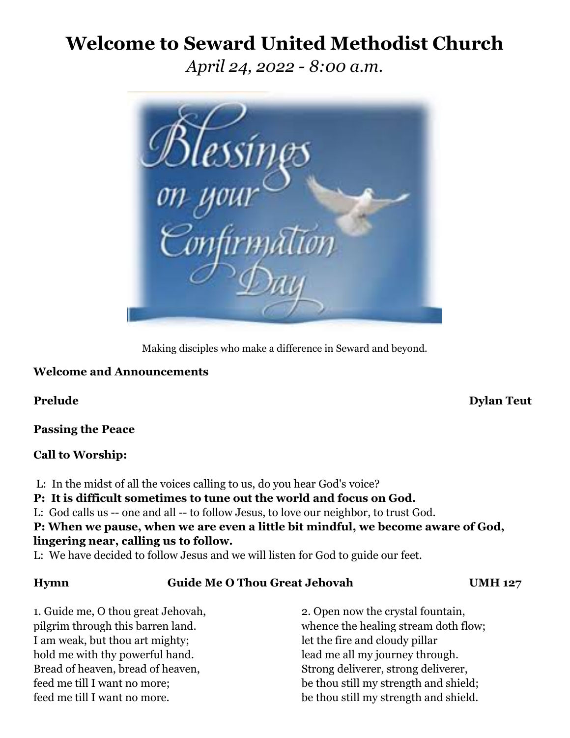# Welcome to Seward United Methodist Church

*April 24, 2022 - 8:00 a.m.*

Making disciples who make a difference in Seward and beyond.

**Welcome and Announcements**

**Prelude** **Dylan Teut**

**Passing the Peace**

**Call to Worship:**

L: In the midst of all the voices calling to us, do you hear God's voice?

**P: It is difficult sometimes to tune out the world and focus on God.**

L: God calls us -- one and all -- to follow Jesus, to love our neighbor, to trust God.

**P: When we pause, when we are even a little bit mindful, we become aware of God, lingering near, calling us to follow.**

L: We have decided to follow Jesus and we will listen for God to guide our feet.

**Hymn** **Guide Me O Thou Great Jehovah** **UMH 127**

1. Guide me, O thou great Jehovah,
pilgrim through this barren land.
I am weak, but thou art mighty;
hold me with thy powerful hand.
Bread of heaven, bread of heaven,
feed me till I want no more;
feed me till I want no more.

2. Open now the crystal fountain,
whence the healing stream doth flow;
let the fire and cloudy pillar
lead me all my journey through.
Strong deliverer, strong deliverer,
be thou still my strength and shield;
be thou still my strength and shield.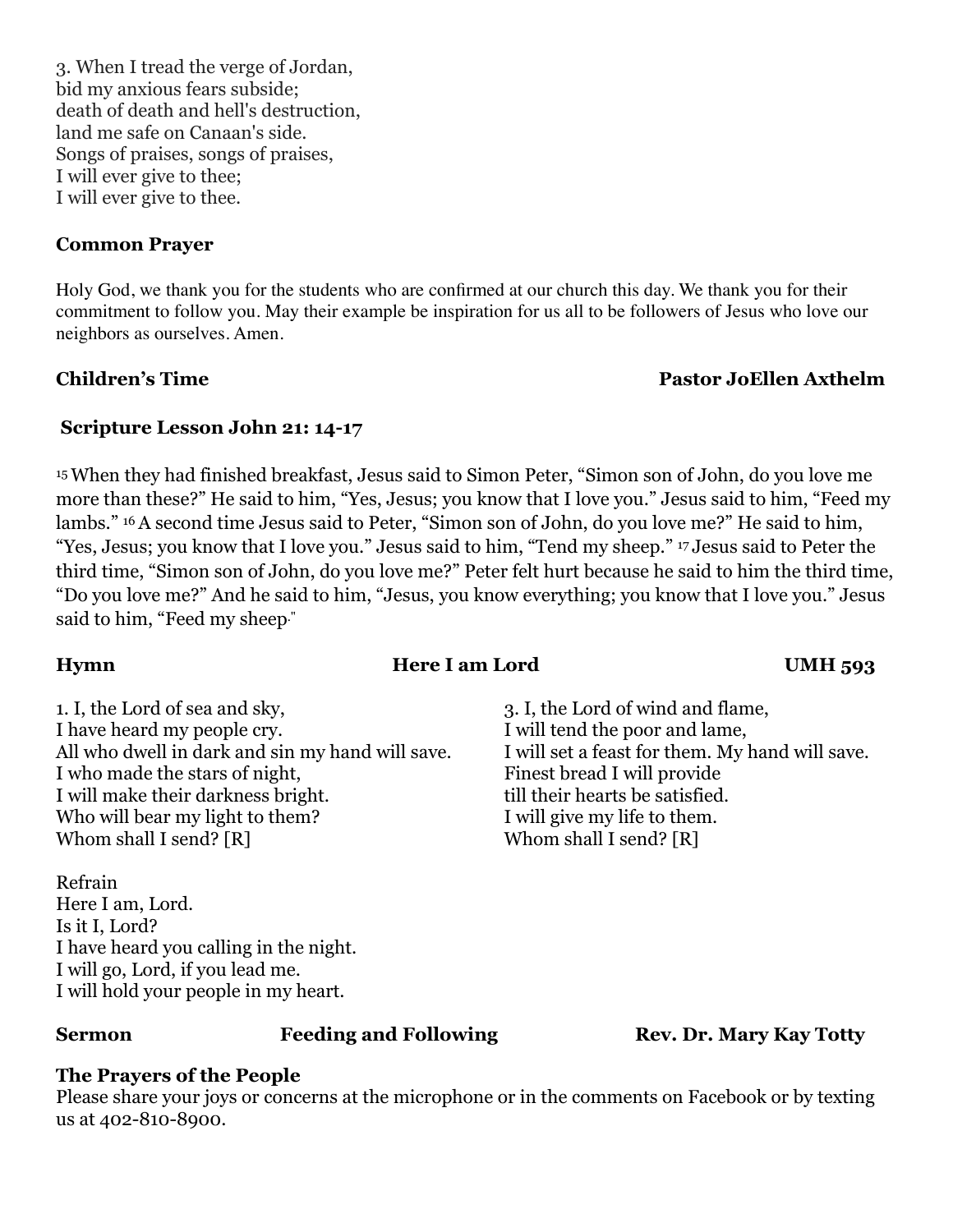3. When I tread the verge of Jordan,
bid my anxious fears subside;
death of death and hell's destruction,
land me safe on Canaan's side.
Songs of praises, songs of praises,
I will ever give to thee;
I will ever give to thee.

**Common Prayer**

Holy God, we thank you for the students who are confirmed at our church this day. We thank you for their commitment to follow you. May their example be inspiration for us all to be followers of Jesus who love our neighbors as ourselves. Amen.

**Children's Time** **Pastor JoEllen Axthelm**

**Scripture Lesson John 21: 14-17**

[15] When they had finished breakfast, Jesus said to Simon Peter, "Simon son of John, do you love me more than these?" He said to him, "Yes, Jesus; you know that I love you." Jesus said to him, "Feed my lambs." [16] A second time Jesus said to Peter, "Simon son of John, do you love me?" He said to him, "Yes, Jesus; you know that I love you." Jesus said to him, "Tend my sheep." [17] Jesus said to Peter the third time, "Simon son of John, do you love me?" Peter felt hurt because he said to him the third time, "Do you love me?" And he said to him, "Jesus, you know everything; you know that I love you." Jesus said to him, "Feed my sheep."

**Hymn** **Here I am Lord** **UMH 593**

1. I, the Lord of sea and sky,
I have heard my people cry.
All who dwell in dark and sin my hand will save.
I who made the stars of night,
I will make their darkness bright.
Who will bear my light to them?
Whom shall I send? [R]

Refrain
Here I am, Lord.
Is it I, Lord?
I have heard you calling in the night.
I will go, Lord, if you lead me.
I will hold your people in my heart.

3. I, the Lord of wind and flame,
I will tend the poor and lame,
I will set a feast for them. My hand will save.
Finest bread I will provide
till their hearts be satisfied.
I will give my life to them.
Whom shall I send? [R]

**Sermon** **Feeding and Following** **Rev. Dr. Mary Kay Totty**

**The Prayers of the People**
Please share your joys or concerns at the microphone or in the comments on Facebook or by texting us at 402-810-8900.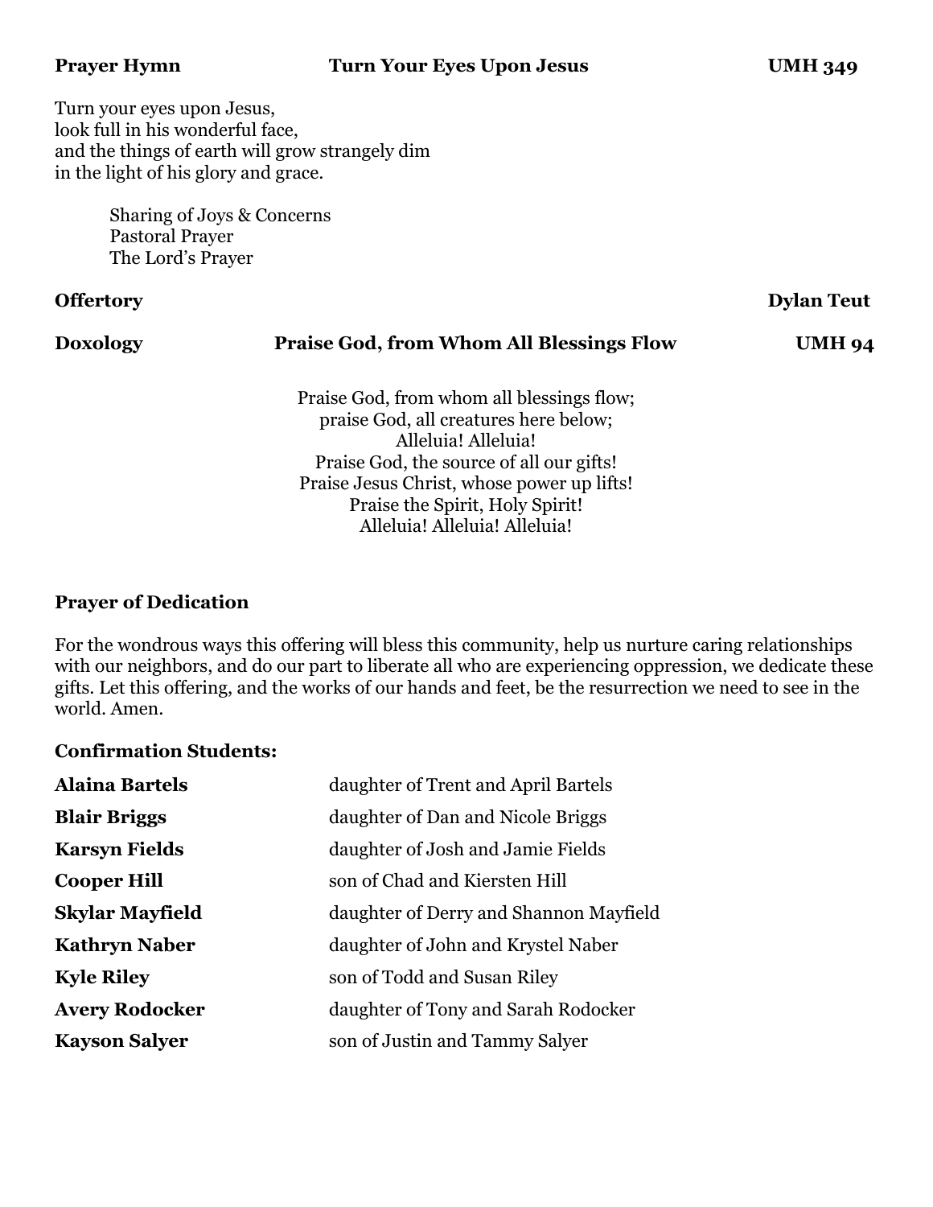**Prayer Hymn** **Turn Your Eyes Upon Jesus** **UMH 349**

Turn your eyes upon Jesus,
look full in his wonderful face,
and the things of earth will grow strangely dim
in the light of his glory and grace.

Sharing of Joys & Concerns
Pastoral Prayer
The Lord's Prayer

**Offertory** **Dylan Teut**

**Doxology** **Praise God, from Whom All Blessings Flow** **UMH 94**

Praise God, from whom all blessings flow;
praise God, all creatures here below;
Alleluia! Alleluia!
Praise God, the source of all our gifts!
Praise Jesus Christ, whose power up lifts!
Praise the Spirit, Holy Spirit!
Alleluia! Alleluia! Alleluia!

**Prayer of Dedication**

For the wondrous ways this offering will bless this community, help us nurture caring relationships with our neighbors, and do our part to liberate all who are experiencing oppression, we dedicate these gifts. Let this offering, and the works of our hands and feet, be the resurrection we need to see in the world. Amen.

**Confirmation Students:**

| | |
|---|---|
| **Alaina Bartels** | daughter of Trent and April Bartels |
| **Blair Briggs** | daughter of Dan and Nicole Briggs |
| **Karsyn Fields** | daughter of Josh and Jamie Fields |
| **Cooper Hill** | son of Chad and Kiersten Hill |
| **Skylar Mayfield** | daughter of Derry and Shannon Mayfield |
| **Kathryn Naber** | daughter of John and Krystel Naber |
| **Kyle Riley** | son of Todd and Susan Riley |
| **Avery Rodocker** | daughter of Tony and Sarah Rodocker |
| **Kayson Salyer** | son of Justin and Tammy Salyer |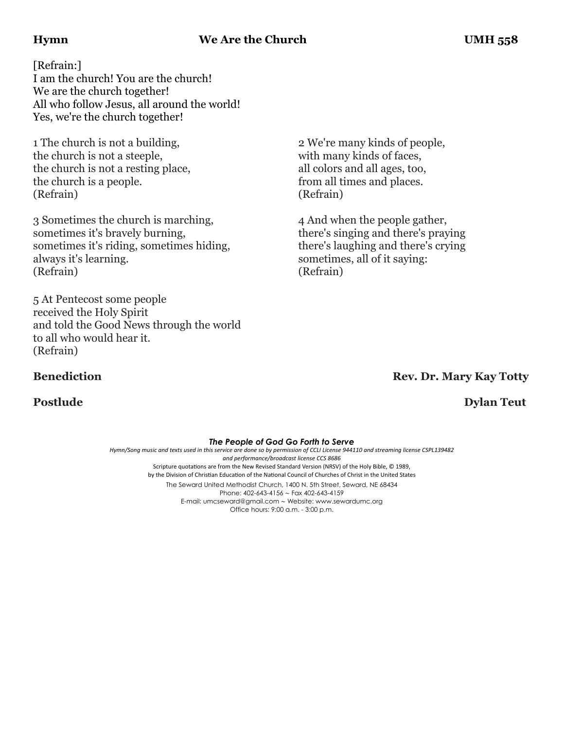**Hymn** **We Are the Church** **UMH 558**

[Refrain:]
I am the church! You are the church!
We are the church together!
All who follow Jesus, all around the world!
Yes, we're the church together!

1 The church is not a building,
the church is not a steeple,
the church is not a resting place,
the church is a people.
(Refrain)

2 We're many kinds of people,
with many kinds of faces,
all colors and all ages, too,
from all times and places.
(Refrain)

3 Sometimes the church is marching,
sometimes it's bravely burning,
sometimes it's riding, sometimes hiding,
always it's learning.
(Refrain)

4 And when the people gather,
there's singing and there's praying
there's laughing and there's crying
sometimes, all of it saying:
(Refrain)

5 At Pentecost some people
received the Holy Spirit
and told the Good News through the world
to all who would hear it.
(Refrain)

**Benediction** **Rev. Dr. Mary Kay Totty**

**Postlude** **Dylan Teut**

***The People of God Go Forth to Serve***

*Hymn/Song music and texts used in this service are done so by permission of CCLI License 944110 and streaming license CSPL139482 and performance/broadcast license CCS 8686*

Scripture quotations are from the New Revised Standard Version (NRSV) of the Holy Bible, © 1989,
by the Division of Christian Education of the National Council of Churches of Christ in the United States

The Seward United Methodist Church, 1400 N. 5th Street, Seward, NE 68434
Phone: 402-643-4156 ~ Fax 402-643-4159
E-mail: umcseward@gmail.com ~ Website: www.sewardumc.org
Office hours: 9:00 a.m. - 3:00 p.m.